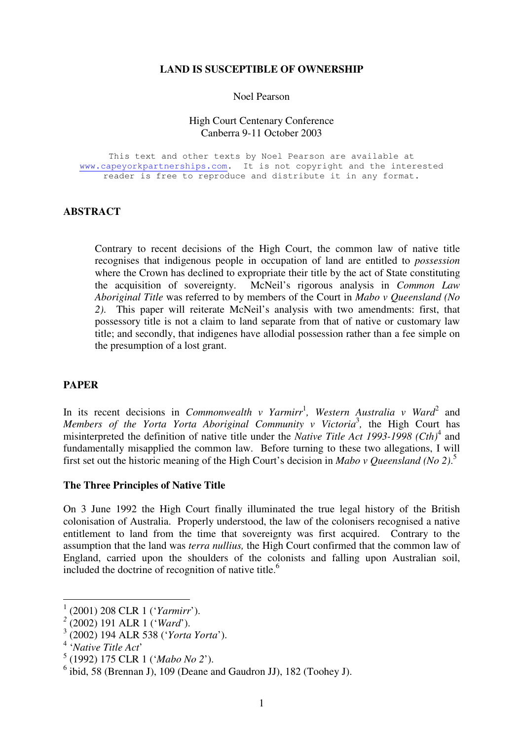# LAND IS SUSCEPTIBLE OF OWNERSHIP

Noel Pearson

High Court Centenary Conference
Canberra 9-11 October 2003

This text and other texts by Noel Pearson are available at www.capeyorkpartnerships.com. It is not copyright and the interested reader is free to reproduce and distribute it in any format.

## ABSTRACT

> Contrary to recent decisions of the High Court, the common law of native title recognises that indigenous people in occupation of land are entitled to *possession* where the Crown has declined to expropriate their title by the act of State constituting the acquisition of sovereignty. McNeil's rigorous analysis in *Common Law Aboriginal Title* was referred to by members of the Court in *Mabo v Queensland (No 2)*. This paper will reiterate McNeil's analysis with two amendments: first, that possessory title is not a claim to land separate from that of native or customary law title; and secondly, that indigenes have allodial possession rather than a fee simple on the presumption of a lost grant.

## PAPER

In its recent decisions in *Commonwealth v Yarmirr*[1], *Western Australia v Ward*[2] and *Members of the Yorta Yorta Aboriginal Community v Victoria*[3], the High Court has misinterpreted the definition of native title under the *Native Title Act 1993-1998 (Cth)*[4] and fundamentally misapplied the common law. Before turning to these two allegations, I will first set out the historic meaning of the High Court's decision in *Mabo v Queensland (No 2)*.[5]

### The Three Principles of Native Title

On 3 June 1992 the High Court finally illuminated the true legal history of the British colonisation of Australia. Properly understood, the law of the colonisers recognised a native entitlement to land from the time that sovereignty was first acquired. Contrary to the assumption that the land was *terra nullius,* the High Court confirmed that the common law of England, carried upon the shoulders of the colonists and falling upon Australian soil, included the doctrine of recognition of native title.[6]

---

[1] (2001) 208 CLR 1 ('*Yarmirr*').

[2] (2002) 191 ALR 1 ('*Ward*').

[3] (2002) 194 ALR 538 ('*Yorta Yorta*').

[4] '*Native Title Act*'

[5] (1992) 175 CLR 1 ('*Mabo No 2*').

[6] ibid, 58 (Brennan J), 109 (Deane and Gaudron JJ), 182 (Toohey J).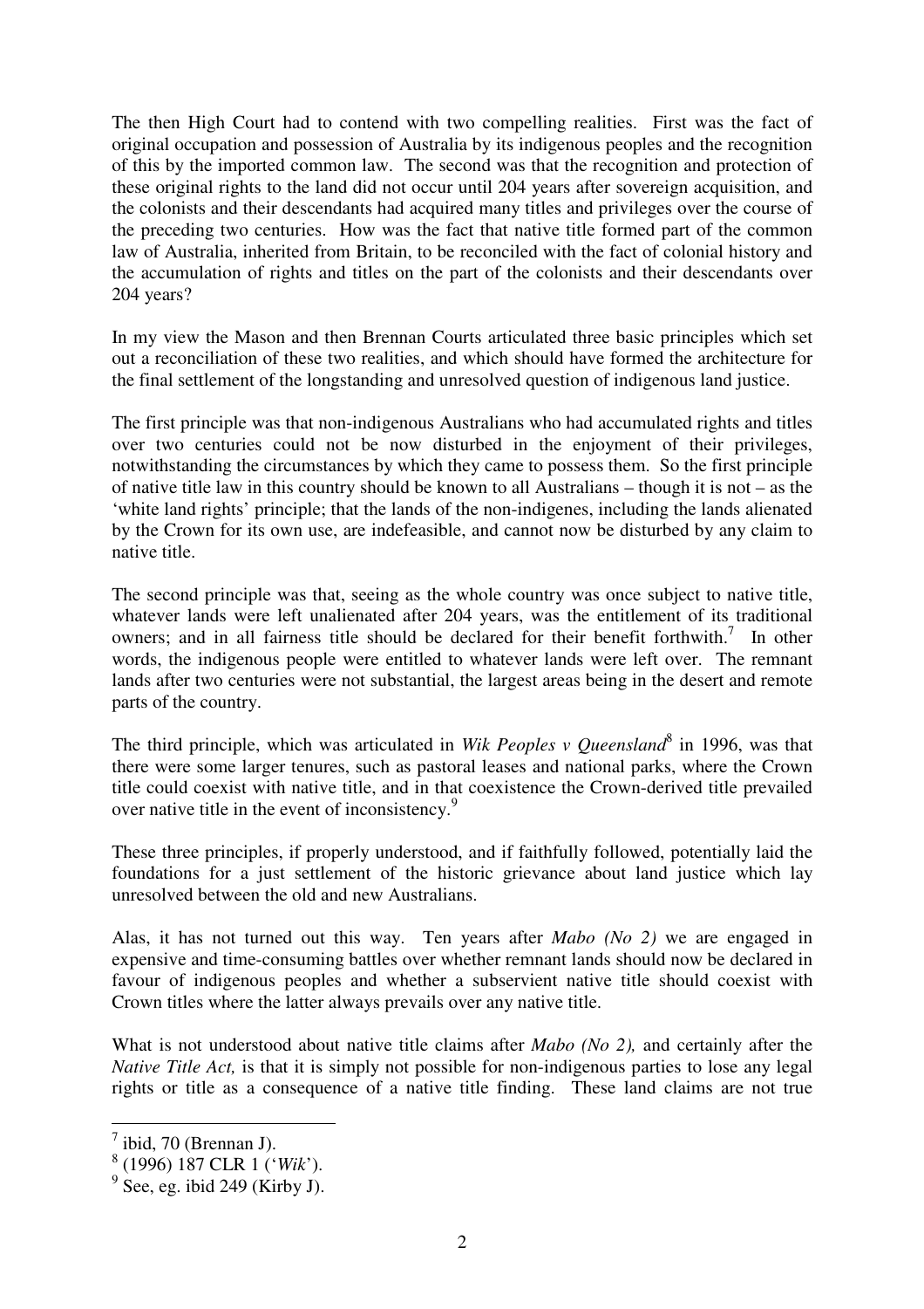The then High Court had to contend with two compelling realities. First was the fact of original occupation and possession of Australia by its indigenous peoples and the recognition of this by the imported common law. The second was that the recognition and protection of these original rights to the land did not occur until 204 years after sovereign acquisition, and the colonists and their descendants had acquired many titles and privileges over the course of the preceding two centuries. How was the fact that native title formed part of the common law of Australia, inherited from Britain, to be reconciled with the fact of colonial history and the accumulation of rights and titles on the part of the colonists and their descendants over 204 years?

In my view the Mason and then Brennan Courts articulated three basic principles which set out a reconciliation of these two realities, and which should have formed the architecture for the final settlement of the longstanding and unresolved question of indigenous land justice.

The first principle was that non-indigenous Australians who had accumulated rights and titles over two centuries could not be now disturbed in the enjoyment of their privileges, notwithstanding the circumstances by which they came to possess them. So the first principle of native title law in this country should be known to all Australians – though it is not – as the 'white land rights' principle; that the lands of the non-indigenes, including the lands alienated by the Crown for its own use, are indefeasible, and cannot now be disturbed by any claim to native title.

The second principle was that, seeing as the whole country was once subject to native title, whatever lands were left unalienated after 204 years, was the entitlement of its traditional owners; and in all fairness title should be declared for their benefit forthwith.[7] In other words, the indigenous people were entitled to whatever lands were left over. The remnant lands after two centuries were not substantial, the largest areas being in the desert and remote parts of the country.

The third principle, which was articulated in *Wik Peoples v Queensland*[8] in 1996, was that there were some larger tenures, such as pastoral leases and national parks, where the Crown title could coexist with native title, and in that coexistence the Crown-derived title prevailed over native title in the event of inconsistency.[9]

These three principles, if properly understood, and if faithfully followed, potentially laid the foundations for a just settlement of the historic grievance about land justice which lay unresolved between the old and new Australians.

Alas, it has not turned out this way. Ten years after *Mabo (No 2)* we are engaged in expensive and time-consuming battles over whether remnant lands should now be declared in favour of indigenous peoples and whether a subservient native title should coexist with Crown titles where the latter always prevails over any native title.

What is not understood about native title claims after *Mabo (No 2),* and certainly after the *Native Title Act,* is that it is simply not possible for non-indigenous parties to lose any legal rights or title as a consequence of a native title finding. These land claims are not true

---

[7] ibid, 70 (Brennan J).

[8] (1996) 187 CLR 1 ('*Wik*').

[9] See, eg. ibid 249 (Kirby J).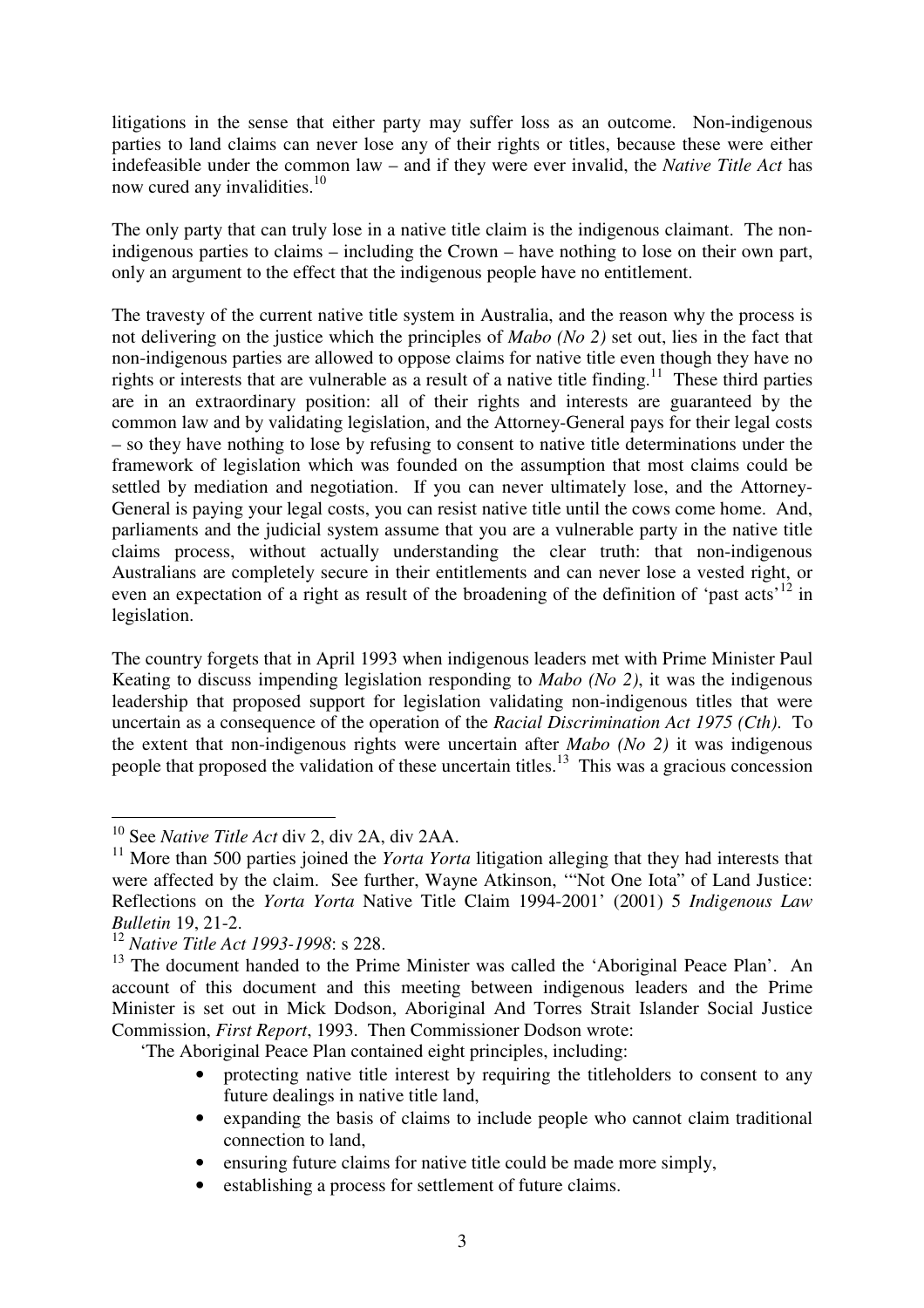litigations in the sense that either party may suffer loss as an outcome. Non-indigenous parties to land claims can never lose any of their rights or titles, because these were either indefeasible under the common law – and if they were ever invalid, the *Native Title Act* has now cured any invalidities.[10]

The only party that can truly lose in a native title claim is the indigenous claimant. The non-indigenous parties to claims – including the Crown – have nothing to lose on their own part, only an argument to the effect that the indigenous people have no entitlement.

The travesty of the current native title system in Australia, and the reason why the process is not delivering on the justice which the principles of *Mabo (No 2)* set out, lies in the fact that non-indigenous parties are allowed to oppose claims for native title even though they have no rights or interests that are vulnerable as a result of a native title finding.[11] These third parties are in an extraordinary position: all of their rights and interests are guaranteed by the common law and by validating legislation, and the Attorney-General pays for their legal costs – so they have nothing to lose by refusing to consent to native title determinations under the framework of legislation which was founded on the assumption that most claims could be settled by mediation and negotiation. If you can never ultimately lose, and the Attorney-General is paying your legal costs, you can resist native title until the cows come home. And, parliaments and the judicial system assume that you are a vulnerable party in the native title claims process, without actually understanding the clear truth: that non-indigenous Australians are completely secure in their entitlements and can never lose a vested right, or even an expectation of a right as result of the broadening of the definition of 'past acts'[12] in legislation.

The country forgets that in April 1993 when indigenous leaders met with Prime Minister Paul Keating to discuss impending legislation responding to *Mabo (No 2)*, it was the indigenous leadership that proposed support for legislation validating non-indigenous titles that were uncertain as a consequence of the operation of the *Racial Discrimination Act 1975 (Cth)*. To the extent that non-indigenous rights were uncertain after *Mabo (No 2)* it was indigenous people that proposed the validation of these uncertain titles.[13] This was a gracious concession

---

[10] See *Native Title Act* div 2, div 2A, div 2AA.

[11] More than 500 parties joined the *Yorta Yorta* litigation alleging that they had interests that were affected by the claim. See further, Wayne Atkinson, '"Not One Iota" of Land Justice: Reflections on the *Yorta Yorta* Native Title Claim 1994-2001' (2001) 5 *Indigenous Law Bulletin* 19, 21-2.

[12] *Native Title Act 1993-1998*: s 228.

[13] The document handed to the Prime Minister was called the 'Aboriginal Peace Plan'. An account of this document and this meeting between indigenous leaders and the Prime Minister is set out in Mick Dodson, Aboriginal And Torres Strait Islander Social Justice Commission, *First Report*, 1993. Then Commissioner Dodson wrote:

'The Aboriginal Peace Plan contained eight principles, including:

- protecting native title interest by requiring the titleholders to consent to any future dealings in native title land,
- expanding the basis of claims to include people who cannot claim traditional connection to land,
- ensuring future claims for native title could be made more simply,
- establishing a process for settlement of future claims.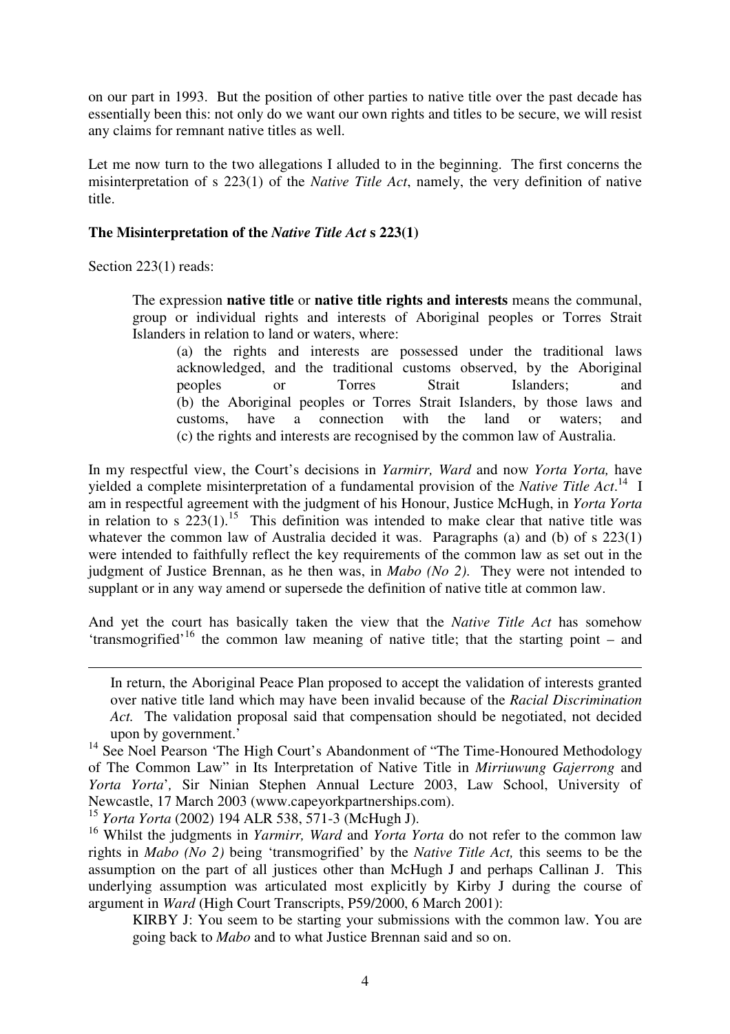on our part in 1993. But the position of other parties to native title over the past decade has essentially been this: not only do we want our own rights and titles to be secure, we will resist any claims for remnant native titles as well.

Let me now turn to the two allegations I alluded to in the beginning. The first concerns the misinterpretation of s 223(1) of the *Native Title Act*, namely, the very definition of native title.

**The Misinterpretation of the *Native Title Act* s 223(1)**

Section 223(1) reads:

> The expression **native title** or **native title rights and interests** means the communal, group or individual rights and interests of Aboriginal peoples or Torres Strait Islanders in relation to land or waters, where:
>
> (a) the rights and interests are possessed under the traditional laws acknowledged, and the traditional customs observed, by the Aboriginal peoples or Torres Strait Islanders; and
> (b) the Aboriginal peoples or Torres Strait Islanders, by those laws and customs, have a connection with the land or waters; and
> (c) the rights and interests are recognised by the common law of Australia.

In my respectful view, the Court's decisions in *Yarmirr, Ward* and now *Yorta Yorta,* have yielded a complete misinterpretation of a fundamental provision of the *Native Title Act*.[14] I am in respectful agreement with the judgment of his Honour, Justice McHugh, in *Yorta Yorta* in relation to s 223(1).[15] This definition was intended to make clear that native title was whatever the common law of Australia decided it was. Paragraphs (a) and (b) of s 223(1) were intended to faithfully reflect the key requirements of the common law as set out in the judgment of Justice Brennan, as he then was, in *Mabo (No 2).* They were not intended to supplant or in any way amend or supersede the definition of native title at common law.

And yet the court has basically taken the view that the *Native Title Act* has somehow 'transmogrified'[16] the common law meaning of native title; that the starting point – and

---

In return, the Aboriginal Peace Plan proposed to accept the validation of interests granted over native title land which may have been invalid because of the *Racial Discrimination Act.* The validation proposal said that compensation should be negotiated, not decided upon by government.'

[14] See Noel Pearson 'The High Court's Abandonment of "The Time-Honoured Methodology of The Common Law" in Its Interpretation of Native Title in *Mirriuwung Gajerrong* and *Yorta Yorta*', Sir Ninian Stephen Annual Lecture 2003, Law School, University of Newcastle, 17 March 2003 (www.capeyorkpartnerships.com).

[15] *Yorta Yorta* (2002) 194 ALR 538, 571-3 (McHugh J).

[16] Whilst the judgments in *Yarmirr, Ward* and *Yorta Yorta* do not refer to the common law rights in *Mabo (No 2)* being 'transmogrified' by the *Native Title Act,* this seems to be the assumption on the part of all justices other than McHugh J and perhaps Callinan J. This underlying assumption was articulated most explicitly by Kirby J during the course of argument in *Ward* (High Court Transcripts, P59/2000, 6 March 2001):

> KIRBY J: You seem to be starting your submissions with the common law. You are going back to *Mabo* and to what Justice Brennan said and so on.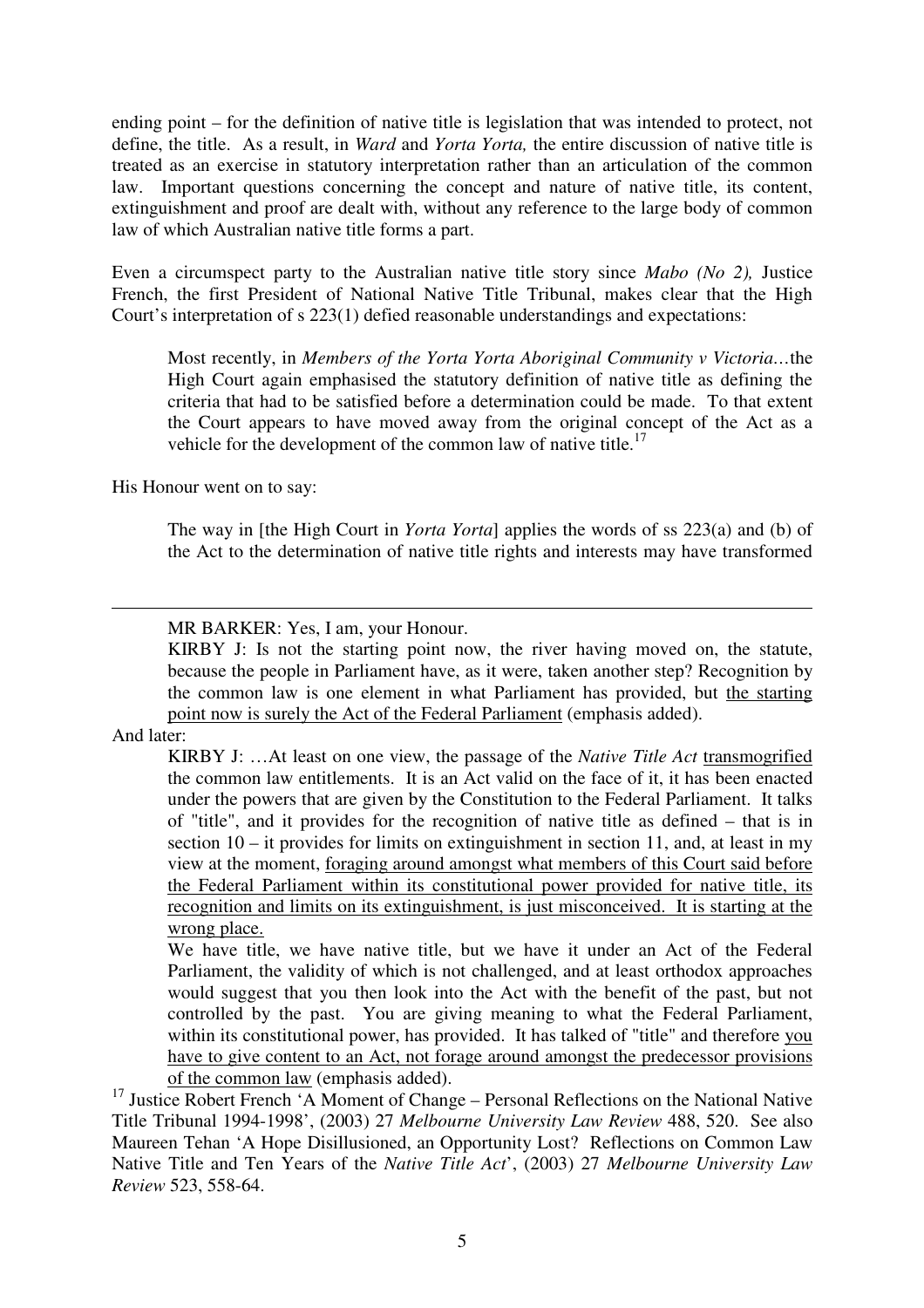ending point – for the definition of native title is legislation that was intended to protect, not define, the title. As a result, in *Ward* and *Yorta Yorta,* the entire discussion of native title is treated as an exercise in statutory interpretation rather than an articulation of the common law. Important questions concerning the concept and nature of native title, its content, extinguishment and proof are dealt with, without any reference to the large body of common law of which Australian native title forms a part.

Even a circumspect party to the Australian native title story since *Mabo (No 2),* Justice French, the first President of National Native Title Tribunal, makes clear that the High Court's interpretation of s 223(1) defied reasonable understandings and expectations:

> Most recently, in *Members of the Yorta Yorta Aboriginal Community v Victoria*…the High Court again emphasised the statutory definition of native title as defining the criteria that had to be satisfied before a determination could be made. To that extent the Court appears to have moved away from the original concept of the Act as a vehicle for the development of the common law of native title.[17]

His Honour went on to say:

> The way in [the High Court in *Yorta Yorta*] applies the words of ss 223(a) and (b) of the Act to the determination of native title rights and interests may have transformed

---

> MR BARKER: Yes, I am, your Honour.
>
> KIRBY J: Is not the starting point now, the river having moved on, the statute, because the people in Parliament have, as it were, taken another step? Recognition by the common law is one element in what Parliament has provided, but <u>the starting point now is surely the Act of the Federal Parliament</u> (emphasis added).

And later:

> KIRBY J: …At least on one view, the passage of the *Native Title Act* <u>transmogrified</u> the common law entitlements. It is an Act valid on the face of it, it has been enacted under the powers that are given by the Constitution to the Federal Parliament. It talks of "title", and it provides for the recognition of native title as defined – that is in section 10 – it provides for limits on extinguishment in section 11, and, at least in my view at the moment, <u>foraging around amongst what members of this Court said before the Federal Parliament within its constitutional power provided for native title, its recognition and limits on its extinguishment, is just misconceived. It is starting at the wrong place.</u>
>
> We have title, we have native title, but we have it under an Act of the Federal Parliament, the validity of which is not challenged, and at least orthodox approaches would suggest that you then look into the Act with the benefit of the past, but not controlled by the past. You are giving meaning to what the Federal Parliament, within its constitutional power, has provided. It has talked of "title" and therefore <u>you have to give content to an Act, not forage around amongst the predecessor provisions of the common law</u> (emphasis added).

[17] Justice Robert French 'A Moment of Change – Personal Reflections on the National Native Title Tribunal 1994-1998', (2003) 27 *Melbourne University Law Review* 488, 520. See also Maureen Tehan 'A Hope Disillusioned, an Opportunity Lost? Reflections on Common Law Native Title and Ten Years of the *Native Title Act*', (2003) 27 *Melbourne University Law Review* 523, 558-64.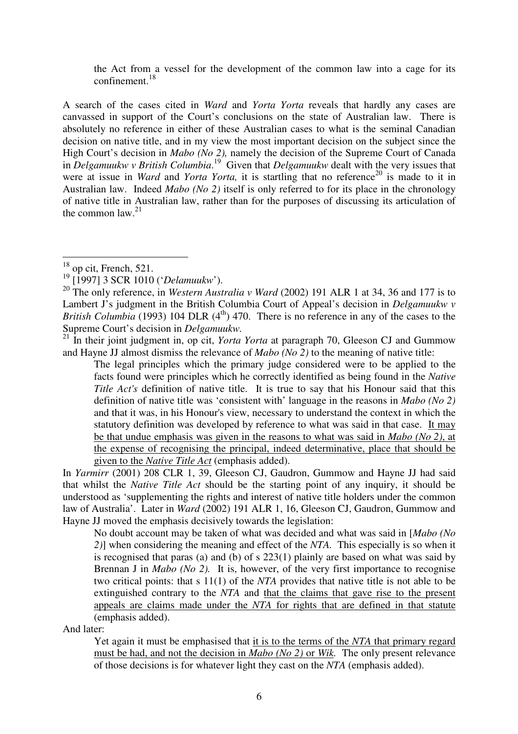> the Act from a vessel for the development of the common law into a cage for its confinement.[18]

A search of the cases cited in *Ward* and *Yorta Yorta* reveals that hardly any cases are canvassed in support of the Court's conclusions on the state of Australian law. There is absolutely no reference in either of these Australian cases to what is the seminal Canadian decision on native title, and in my view the most important decision on the subject since the High Court's decision in *Mabo (No 2),* namely the decision of the Supreme Court of Canada in *Delgamuukw v British Columbia*.[19] Given that *Delgamuukw* dealt with the very issues that were at issue in *Ward* and *Yorta Yorta,* it is startling that no reference[20] is made to it in Australian law. Indeed *Mabo (No 2)* itself is only referred to for its place in the chronology of native title in Australian law, rather than for the purposes of discussing its articulation of the common law.[21]

---

[18] op cit, French, 521.

[19] [1997] 3 SCR 1010 ('*Delamuukw*').

[20] The only reference, in *Western Australia v Ward* (2002) 191 ALR 1 at 34, 36 and 177 is to Lambert J's judgment in the British Columbia Court of Appeal's decision in *Delgamuukw v British Columbia* (1993) 104 DLR (4th) 470. There is no reference in any of the cases to the Supreme Court's decision in *Delgamuukw.*

[21] In their joint judgment in, op cit, *Yorta Yorta* at paragraph 70, Gleeson CJ and Gummow and Hayne JJ almost dismiss the relevance of *Mabo (No 2)* to the meaning of native title:

> The legal principles which the primary judge considered were to be applied to the facts found were principles which he correctly identified as being found in the *Native Title Act's* definition of native title. It is true to say that his Honour said that this definition of native title was 'consistent with' language in the reasons in *Mabo (No 2)* and that it was, in his Honour's view, necessary to understand the context in which the statutory definition was developed by reference to what was said in that case. <u>It may be that undue emphasis was given in the reasons to what was said in *Mabo (No 2)*, at the expense of recognising the principal, indeed determinative, place that should be given to the *Native Title Act*</u> (emphasis added).

In *Yarmirr* (2001) 208 CLR 1, 39, Gleeson CJ, Gaudron, Gummow and Hayne JJ had said that whilst the *Native Title Act* should be the starting point of any inquiry, it should be understood as 'supplementing the rights and interest of native title holders under the common law of Australia'. Later in *Ward* (2002) 191 ALR 1, 16, Gleeson CJ, Gaudron, Gummow and Hayne JJ moved the emphasis decisively towards the legislation:

> No doubt account may be taken of what was decided and what was said in [*Mabo (No 2)*] when considering the meaning and effect of the *NTA.* This especially is so when it is recognised that paras (a) and (b) of s 223(1) plainly are based on what was said by Brennan J in *Mabo (No 2).* It is, however, of the very first importance to recognise two critical points: that s 11(1) of the *NTA* provides that native title is not able to be extinguished contrary to the *NTA* and <u>that the claims that gave rise to the present appeals are claims made under the *NTA* for rights that are defined in that statute</u> (emphasis added).

And later:

> Yet again it must be emphasised that <u>it is to the terms of the *NTA* that primary regard must be had, and not the decision in *Mabo (No 2)* or *Wik.*</u> The only present relevance of those decisions is for whatever light they cast on the *NTA* (emphasis added).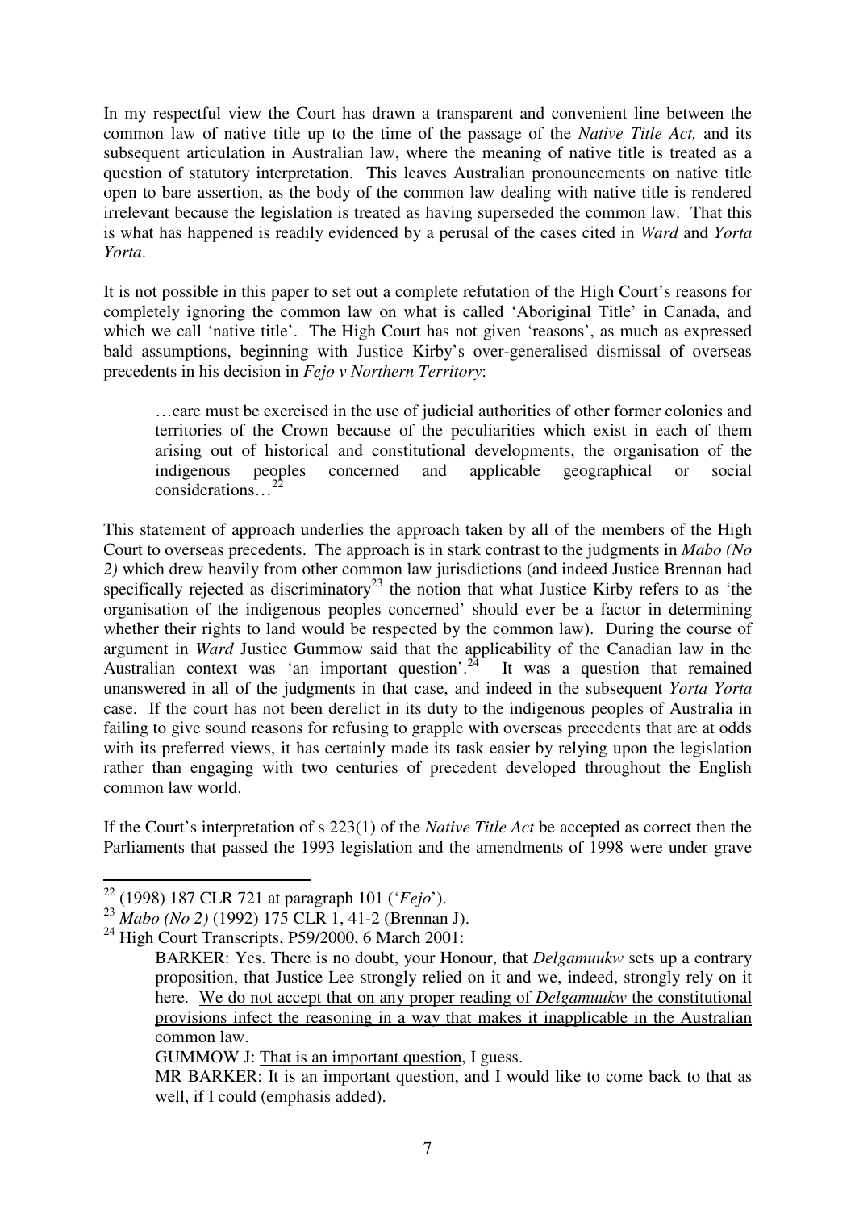In my respectful view the Court has drawn a transparent and convenient line between the common law of native title up to the time of the passage of the *Native Title Act,* and its subsequent articulation in Australian law, where the meaning of native title is treated as a question of statutory interpretation. This leaves Australian pronouncements on native title open to bare assertion, as the body of the common law dealing with native title is rendered irrelevant because the legislation is treated as having superseded the common law. That this is what has happened is readily evidenced by a perusal of the cases cited in *Ward* and *Yorta Yorta*.

It is not possible in this paper to set out a complete refutation of the High Court's reasons for completely ignoring the common law on what is called 'Aboriginal Title' in Canada, and which we call 'native title'. The High Court has not given 'reasons', as much as expressed bald assumptions, beginning with Justice Kirby's over-generalised dismissal of overseas precedents in his decision in *Fejo v Northern Territory*:

> …care must be exercised in the use of judicial authorities of other former colonies and territories of the Crown because of the peculiarities which exist in each of them arising out of historical and constitutional developments, the organisation of the indigenous peoples concerned and applicable geographical or social considerations…[22]

This statement of approach underlies the approach taken by all of the members of the High Court to overseas precedents. The approach is in stark contrast to the judgments in *Mabo (No 2)* which drew heavily from other common law jurisdictions (and indeed Justice Brennan had specifically rejected as discriminatory[23] the notion that what Justice Kirby refers to as 'the organisation of the indigenous peoples concerned' should ever be a factor in determining whether their rights to land would be respected by the common law). During the course of argument in *Ward* Justice Gummow said that the applicability of the Canadian law in the Australian context was 'an important question'.[24] It was a question that remained unanswered in all of the judgments in that case, and indeed in the subsequent *Yorta Yorta* case. If the court has not been derelict in its duty to the indigenous peoples of Australia in failing to give sound reasons for refusing to grapple with overseas precedents that are at odds with its preferred views, it has certainly made its task easier by relying upon the legislation rather than engaging with two centuries of precedent developed throughout the English common law world.

If the Court's interpretation of s 223(1) of the *Native Title Act* be accepted as correct then the Parliaments that passed the 1993 legislation and the amendments of 1998 were under grave

---

[22] (1998) 187 CLR 721 at paragraph 101 ('*Fejo*').

[23] *Mabo (No 2)* (1992) 175 CLR 1, 41-2 (Brennan J).

[24] High Court Transcripts, P59/2000, 6 March 2001:

> BARKER: Yes. There is no doubt, your Honour, that *Delgamuukw* sets up a contrary proposition, that Justice Lee strongly relied on it and we, indeed, strongly rely on it here. <u>We do not accept that on any proper reading of *Delgamuukw* the constitutional provisions infect the reasoning in a way that makes it inapplicable in the Australian common law.</u>
>
> GUMMOW J: <u>That is an important question</u>, I guess.
>
> MR BARKER: It is an important question, and I would like to come back to that as well, if I could (emphasis added).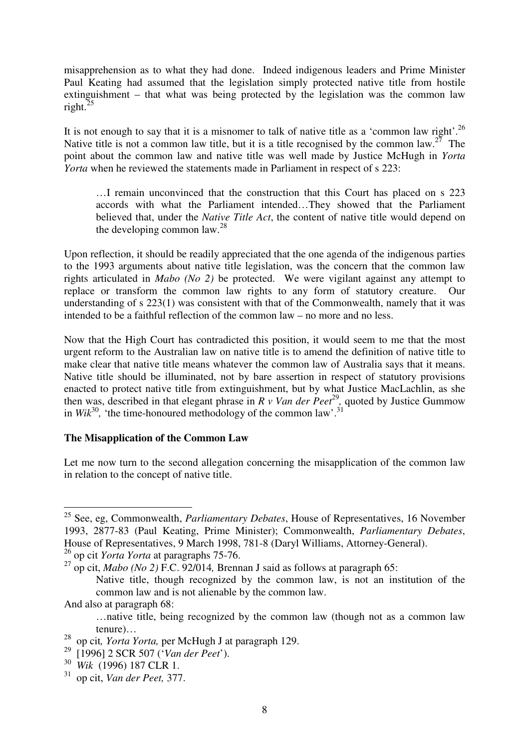misapprehension as to what they had done. Indeed indigenous leaders and Prime Minister Paul Keating had assumed that the legislation simply protected native title from hostile extinguishment – that what was being protected by the legislation was the common law right.[25]

It is not enough to say that it is a misnomer to talk of native title as a 'common law right'.[26] Native title is not a common law title, but it is a title recognised by the common law.[27] The point about the common law and native title was well made by Justice McHugh in *Yorta Yorta* when he reviewed the statements made in Parliament in respect of s 223:

> …I remain unconvinced that the construction that this Court has placed on s 223 accords with what the Parliament intended…They showed that the Parliament believed that, under the *Native Title Act*, the content of native title would depend on the developing common law.[28]

Upon reflection, it should be readily appreciated that the one agenda of the indigenous parties to the 1993 arguments about native title legislation, was the concern that the common law rights articulated in *Mabo (No 2)* be protected. We were vigilant against any attempt to replace or transform the common law rights to any form of statutory creature. Our understanding of s 223(1) was consistent with that of the Commonwealth, namely that it was intended to be a faithful reflection of the common law – no more and no less.

Now that the High Court has contradicted this position, it would seem to me that the most urgent reform to the Australian law on native title is to amend the definition of native title to make clear that native title means whatever the common law of Australia says that it means. Native title should be illuminated, not by bare assertion in respect of statutory provisions enacted to protect native title from extinguishment, but by what Justice MacLachlin, as she then was, described in that elegant phrase in *R v Van der Peet*[29], quoted by Justice Gummow in *Wik*[30], 'the time-honoured methodology of the common law'.[31]

**The Misapplication of the Common Law**

Let me now turn to the second allegation concerning the misapplication of the common law in relation to the concept of native title.

---

[25] See, eg, Commonwealth, *Parliamentary Debates*, House of Representatives, 16 November 1993, 2877-83 (Paul Keating, Prime Minister); Commonwealth, *Parliamentary Debates*, House of Representatives, 9 March 1998, 781-8 (Daryl Williams, Attorney-General).

[26] op cit *Yorta Yorta* at paragraphs 75-76.

[27] op cit, *Mabo (No 2)* F.C. 92/014*,* Brennan J said as follows at paragraph 65:

> Native title, though recognized by the common law, is not an institution of the common law and is not alienable by the common law.

And also at paragraph 68:

> …native title, being recognized by the common law (though not as a common law tenure)…

[28] op cit*, Yorta Yorta,* per McHugh J at paragraph 129.

[29] [1996] 2 SCR 507 ('*Van der Peet*').

[30] *Wik* (1996) 187 CLR 1.

[31] op cit, *Van der Peet,* 377.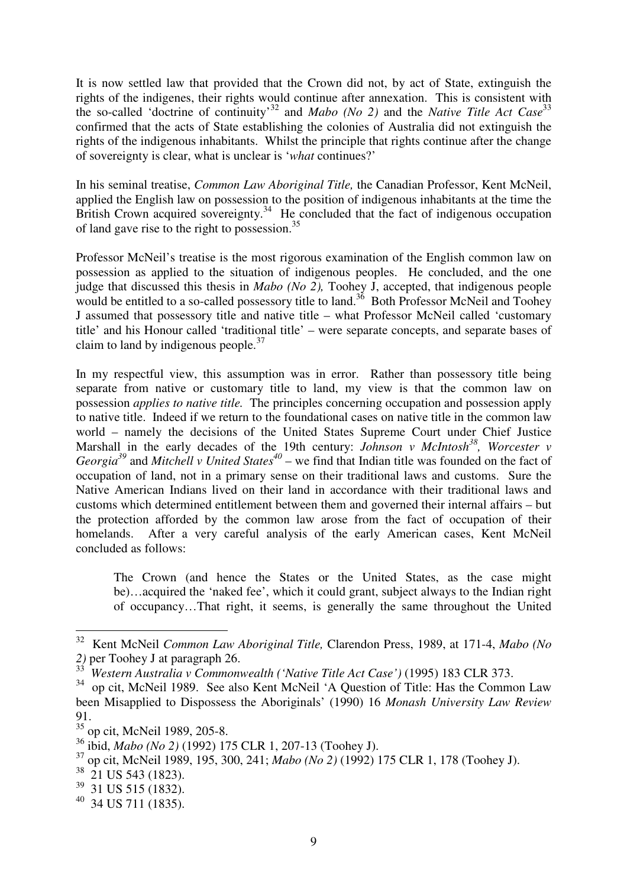It is now settled law that provided that the Crown did not, by act of State, extinguish the rights of the indigenes, their rights would continue after annexation. This is consistent with the so-called 'doctrine of continuity'[32] and *Mabo (No 2)* and the *Native Title Act Case*[33] confirmed that the acts of State establishing the colonies of Australia did not extinguish the rights of the indigenous inhabitants. Whilst the principle that rights continue after the change of sovereignty is clear, what is unclear is '*what* continues?'

In his seminal treatise, *Common Law Aboriginal Title,* the Canadian Professor, Kent McNeil, applied the English law on possession to the position of indigenous inhabitants at the time the British Crown acquired sovereignty.[34] He concluded that the fact of indigenous occupation of land gave rise to the right to possession.[35]

Professor McNeil's treatise is the most rigorous examination of the English common law on possession as applied to the situation of indigenous peoples. He concluded, and the one judge that discussed this thesis in *Mabo (No 2),* Toohey J, accepted, that indigenous people would be entitled to a so-called possessory title to land.[36] Both Professor McNeil and Toohey J assumed that possessory title and native title – what Professor McNeil called 'customary title' and his Honour called 'traditional title' – were separate concepts, and separate bases of claim to land by indigenous people.[37]

In my respectful view, this assumption was in error. Rather than possessory title being separate from native or customary title to land, my view is that the common law on possession *applies to native title.* The principles concerning occupation and possession apply to native title. Indeed if we return to the foundational cases on native title in the common law world – namely the decisions of the United States Supreme Court under Chief Justice Marshall in the early decades of the 19th century: *Johnson v McIntosh*[38], *Worcester v Georgia*[39] and *Mitchell v United States*[40] – we find that Indian title was founded on the fact of occupation of land, not in a primary sense on their traditional laws and customs. Sure the Native American Indians lived on their land in accordance with their traditional laws and customs which determined entitlement between them and governed their internal affairs – but the protection afforded by the common law arose from the fact of occupation of their homelands. After a very careful analysis of the early American cases, Kent McNeil concluded as follows:

> The Crown (and hence the States or the United States, as the case might be)…acquired the 'naked fee', which it could grant, subject always to the Indian right of occupancy…That right, it seems, is generally the same throughout the United

---

[32] Kent McNeil *Common Law Aboriginal Title,* Clarendon Press, 1989, at 171-4, *Mabo (No 2)* per Toohey J at paragraph 26.

[33] *Western Australia v Commonwealth ('Native Title Act Case')* (1995) 183 CLR 373.

[34] op cit, McNeil 1989. See also Kent McNeil 'A Question of Title: Has the Common Law been Misapplied to Dispossess the Aboriginals' (1990) 16 *Monash University Law Review* 91.

[35] op cit, McNeil 1989, 205-8.

[36] ibid, *Mabo (No 2)* (1992) 175 CLR 1, 207-13 (Toohey J).

[37] op cit, McNeil 1989, 195, 300, 241; *Mabo (No 2)* (1992) 175 CLR 1, 178 (Toohey J).

[38] 21 US 543 (1823).

[39] 31 US 515 (1832).

[40] 34 US 711 (1835).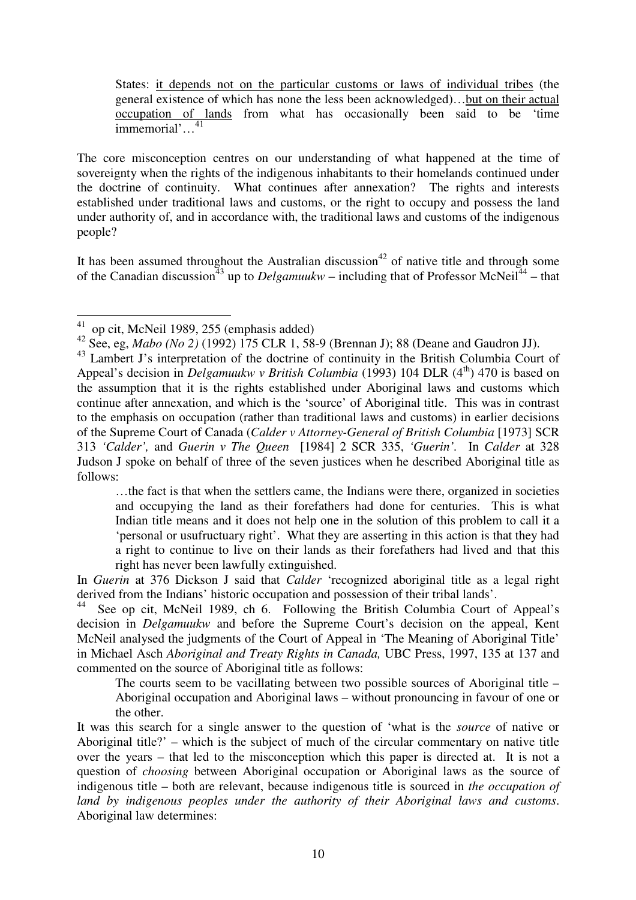> States: <u>it depends not on the particular customs or laws of individual tribes</u> (the general existence of which has none the less been acknowledged)…<u>but on their actual occupation of lands</u> from what has occasionally been said to be 'time immemorial'…[41]

The core misconception centres on our understanding of what happened at the time of sovereignty when the rights of the indigenous inhabitants to their homelands continued under the doctrine of continuity. What continues after annexation? The rights and interests established under traditional laws and customs, or the right to occupy and possess the land under authority of, and in accordance with, the traditional laws and customs of the indigenous people?

It has been assumed throughout the Australian discussion[42] of native title and through some of the Canadian discussion[43] up to *Delgamuukw* – including that of Professor McNeil[44] – that

---

[41] op cit, McNeil 1989, 255 (emphasis added)

[42] See, eg, *Mabo (No 2)* (1992) 175 CLR 1, 58-9 (Brennan J); 88 (Deane and Gaudron JJ).

[43] Lambert J's interpretation of the doctrine of continuity in the British Columbia Court of Appeal's decision in *Delgamuukw v British Columbia* (1993) 104 DLR (4th) 470 is based on the assumption that it is the rights established under Aboriginal laws and customs which continue after annexation, and which is the 'source' of Aboriginal title. This was in contrast to the emphasis on occupation (rather than traditional laws and customs) in earlier decisions of the Supreme Court of Canada (*Calder v Attorney-General of British Columbia* [1973] SCR 313 *'Calder',* and *Guerin v The Queen* [1984] 2 SCR 335, *'Guerin'*. In *Calder* at 328 Judson J spoke on behalf of three of the seven justices when he described Aboriginal title as follows:

> …the fact is that when the settlers came, the Indians were there, organized in societies and occupying the land as their forefathers had done for centuries. This is what Indian title means and it does not help one in the solution of this problem to call it a 'personal or usufructuary right'. What they are asserting in this action is that they had a right to continue to live on their lands as their forefathers had lived and that this right has never been lawfully extinguished.

In *Guerin* at 376 Dickson J said that *Calder* 'recognized aboriginal title as a legal right derived from the Indians' historic occupation and possession of their tribal lands'.

[44] See op cit, McNeil 1989, ch 6. Following the British Columbia Court of Appeal's decision in *Delgamuukw* and before the Supreme Court's decision on the appeal, Kent McNeil analysed the judgments of the Court of Appeal in 'The Meaning of Aboriginal Title' in Michael Asch *Aboriginal and Treaty Rights in Canada,* UBC Press, 1997, 135 at 137 and commented on the source of Aboriginal title as follows:

> The courts seem to be vacillating between two possible sources of Aboriginal title – Aboriginal occupation and Aboriginal laws – without pronouncing in favour of one or the other.

It was this search for a single answer to the question of 'what is the *source* of native or Aboriginal title?' – which is the subject of much of the circular commentary on native title over the years – that led to the misconception which this paper is directed at. It is not a question of *choosing* between Aboriginal occupation or Aboriginal laws as the source of indigenous title – both are relevant, because indigenous title is sourced in *the occupation of land by indigenous peoples under the authority of their Aboriginal laws and customs*. Aboriginal law determines: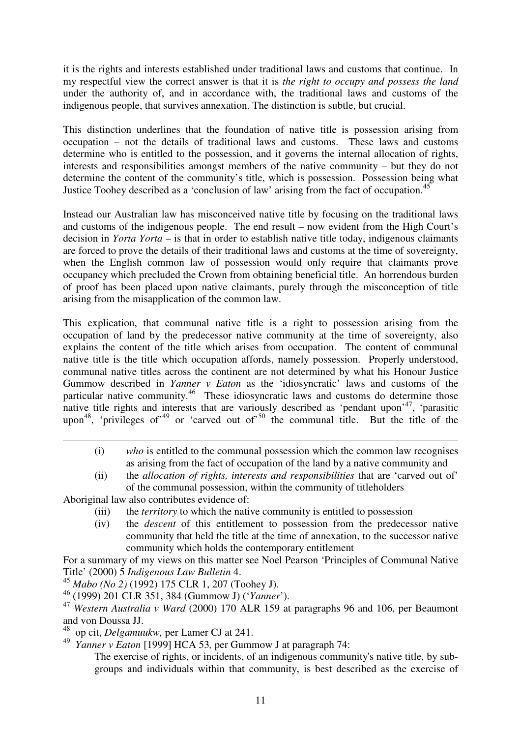it is the rights and interests established under traditional laws and customs that continue. In my respectful view the correct answer is that it is *the right to occupy and possess the land* under the authority of, and in accordance with, the traditional laws and customs of the indigenous people, that survives annexation. The distinction is subtle, but crucial.

This distinction underlines that the foundation of native title is possession arising from occupation – not the details of traditional laws and customs. These laws and customs determine who is entitled to the possession, and it governs the internal allocation of rights, interests and responsibilities amongst members of the native community – but they do not determine the content of the community's title, which is possession. Possession being what Justice Toohey described as a 'conclusion of law' arising from the fact of occupation.[45]

Instead our Australian law has misconceived native title by focusing on the traditional laws and customs of the indigenous people. The end result – now evident from the High Court's decision in *Yorta Yorta* – is that in order to establish native title today, indigenous claimants are forced to prove the details of their traditional laws and customs at the time of sovereignty, when the English common law of possession would only require that claimants prove occupancy which precluded the Crown from obtaining beneficial title. An horrendous burden of proof has been placed upon native claimants, purely through the misconception of title arising from the misapplication of the common law.

This explication, that communal native title is a right to possession arising from the occupation of land by the predecessor native community at the time of sovereignty, also explains the content of the title which arises from occupation. The content of communal native title is the title which occupation affords, namely possession. Properly understood, communal native titles across the continent are not determined by what his Honour Justice Gummow described in *Yanner v Eaton* as the 'idiosyncratic' laws and customs of the particular native community.[46] These idiosyncratic laws and customs do determine those native title rights and interests that are variously described as 'pendant upon'[47], 'parasitic upon'[48], 'privileges of'[49] or 'carved out of'[50] the communal title. But the title of the

---

(i) *who* is entitled to the communal possession which the common law recognises as arising from the fact of occupation of the land by a native community and

(ii) the *allocation of rights, interests and responsibilities* that are 'carved out of' of the communal possession, within the community of titleholders

Aboriginal law also contributes evidence of:

(iii) the *territory* to which the native community is entitled to possession

(iv) the *descent* of this entitlement to possession from the predecessor native community that held the title at the time of annexation, to the successor native community which holds the contemporary entitlement

For a summary of my views on this matter see Noel Pearson 'Principles of Communal Native Title' (2000) 5 *Indigenous Law Bulletin* 4.

[45] *Mabo (No 2)* (1992) 175 CLR 1, 207 (Toohey J).

[46] (1999) 201 CLR 351, 384 (Gummow J) ('*Yanner*').

[47] *Western Australia v Ward* (2000) 170 ALR 159 at paragraphs 96 and 106, per Beaumont and von Doussa JJ.

[48] op cit, *Delgamuukw,* per Lamer CJ at 241.

[49] *Yanner v Eaton* [1999] HCA 53*,* per Gummow J at paragraph 74:

The exercise of rights, or incidents, of an indigenous community's native title, by sub-groups and individuals within that community, is best described as the exercise of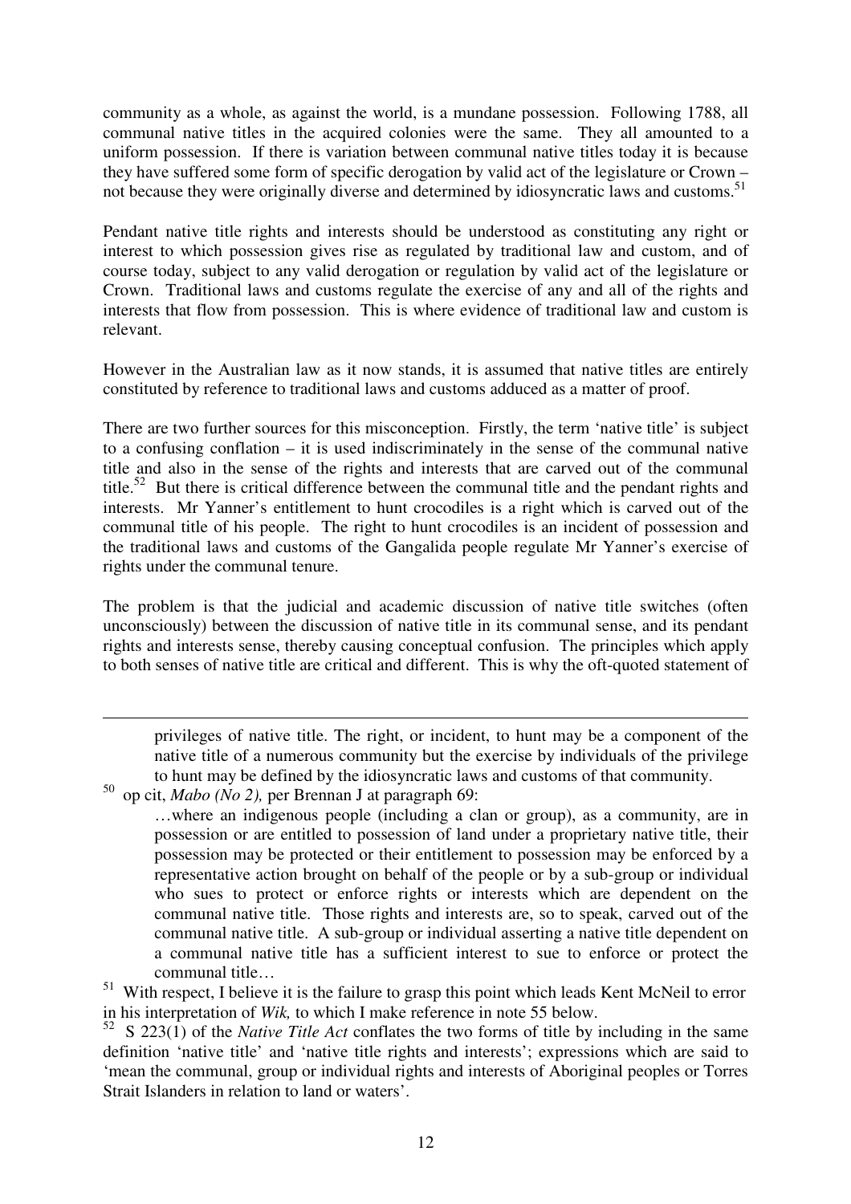community as a whole, as against the world, is a mundane possession. Following 1788, all communal native titles in the acquired colonies were the same. They all amounted to a uniform possession. If there is variation between communal native titles today it is because they have suffered some form of specific derogation by valid act of the legislature or Crown – not because they were originally diverse and determined by idiosyncratic laws and customs.[51]

Pendant native title rights and interests should be understood as constituting any right or interest to which possession gives rise as regulated by traditional law and custom, and of course today, subject to any valid derogation or regulation by valid act of the legislature or Crown. Traditional laws and customs regulate the exercise of any and all of the rights and interests that flow from possession. This is where evidence of traditional law and custom is relevant.

However in the Australian law as it now stands, it is assumed that native titles are entirely constituted by reference to traditional laws and customs adduced as a matter of proof.

There are two further sources for this misconception. Firstly, the term 'native title' is subject to a confusing conflation – it is used indiscriminately in the sense of the communal native title and also in the sense of the rights and interests that are carved out of the communal title.[52] But there is critical difference between the communal title and the pendant rights and interests. Mr Yanner's entitlement to hunt crocodiles is a right which is carved out of the communal title of his people. The right to hunt crocodiles is an incident of possession and the traditional laws and customs of the Gangalida people regulate Mr Yanner's exercise of rights under the communal tenure.

The problem is that the judicial and academic discussion of native title switches (often unconsciously) between the discussion of native title in its communal sense, and its pendant rights and interests sense, thereby causing conceptual confusion. The principles which apply to both senses of native title are critical and different. This is why the oft-quoted statement of

---

> privileges of native title. The right, or incident, to hunt may be a component of the native title of a numerous community but the exercise by individuals of the privilege to hunt may be defined by the idiosyncratic laws and customs of that community.

[50] op cit, *Mabo (No 2),* per Brennan J at paragraph 69:

> …where an indigenous people (including a clan or group), as a community, are in possession or are entitled to possession of land under a proprietary native title, their possession may be protected or their entitlement to possession may be enforced by a representative action brought on behalf of the people or by a sub-group or individual who sues to protect or enforce rights or interests which are dependent on the communal native title. Those rights and interests are, so to speak, carved out of the communal native title. A sub-group or individual asserting a native title dependent on a communal native title has a sufficient interest to sue to enforce or protect the communal title…

[51] With respect, I believe it is the failure to grasp this point which leads Kent McNeil to error in his interpretation of *Wik,* to which I make reference in note 55 below.

[52] S 223(1) of the *Native Title Act* conflates the two forms of title by including in the same definition 'native title' and 'native title rights and interests'; expressions which are said to 'mean the communal, group or individual rights and interests of Aboriginal peoples or Torres Strait Islanders in relation to land or waters'.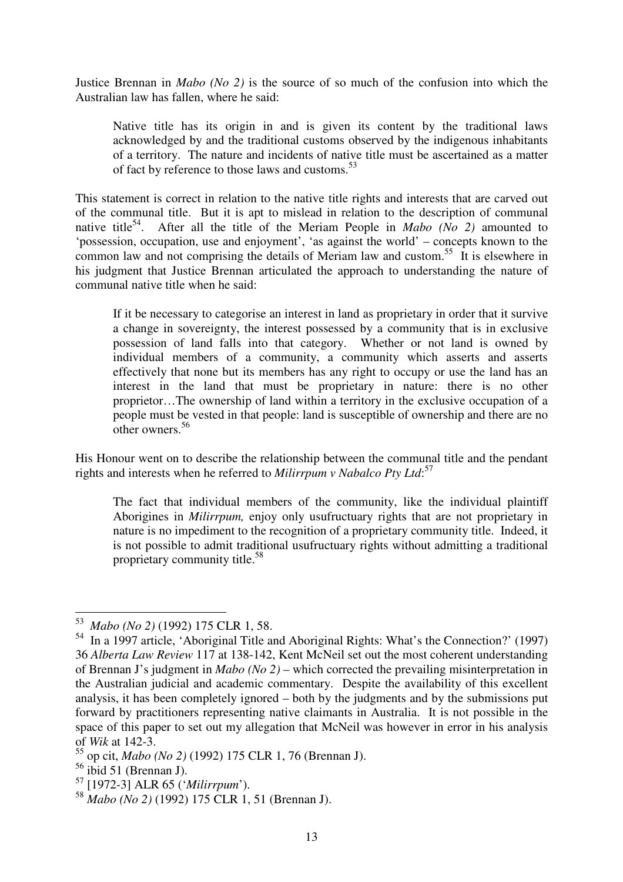Justice Brennan in *Mabo (No 2)* is the source of so much of the confusion into which the Australian law has fallen, where he said:

> Native title has its origin in and is given its content by the traditional laws acknowledged by and the traditional customs observed by the indigenous inhabitants of a territory. The nature and incidents of native title must be ascertained as a matter of fact by reference to those laws and customs.[53]

This statement is correct in relation to the native title rights and interests that are carved out of the communal title. But it is apt to mislead in relation to the description of communal native title[54]. After all the title of the Meriam People in *Mabo (No 2)* amounted to 'possession, occupation, use and enjoyment', 'as against the world' – concepts known to the common law and not comprising the details of Meriam law and custom.[55] It is elsewhere in his judgment that Justice Brennan articulated the approach to understanding the nature of communal native title when he said:

> If it be necessary to categorise an interest in land as proprietary in order that it survive a change in sovereignty, the interest possessed by a community that is in exclusive possession of land falls into that category. Whether or not land is owned by individual members of a community, a community which asserts and asserts effectively that none but its members has any right to occupy or use the land has an interest in the land that must be proprietary in nature: there is no other proprietor…The ownership of land within a territory in the exclusive occupation of a people must be vested in that people: land is susceptible of ownership and there are no other owners.[56]

His Honour went on to describe the relationship between the communal title and the pendant rights and interests when he referred to *Milirrpum v Nabalco Pty Ltd*:[57]

> The fact that individual members of the community, like the individual plaintiff Aborigines in *Milirrpum,* enjoy only usufructuary rights that are not proprietary in nature is no impediment to the recognition of a proprietary community title. Indeed, it is not possible to admit traditional usufructuary rights without admitting a traditional proprietary community title.[58]

---

[53] *Mabo (No 2)* (1992) 175 CLR 1, 58.

[54] In a 1997 article, 'Aboriginal Title and Aboriginal Rights: What's the Connection?' (1997) 36 *Alberta Law Review* 117 at 138-142, Kent McNeil set out the most coherent understanding of Brennan J's judgment in *Mabo (No 2)* – which corrected the prevailing misinterpretation in the Australian judicial and academic commentary. Despite the availability of this excellent analysis, it has been completely ignored – both by the judgments and by the submissions put forward by practitioners representing native claimants in Australia. It is not possible in the space of this paper to set out my allegation that McNeil was however in error in his analysis of *Wik* at 142-3.

[55] op cit, *Mabo (No 2)* (1992) 175 CLR 1, 76 (Brennan J).

[56] ibid 51 (Brennan J).

[57] [1972-3] ALR 65 ('*Milirrpum*').

[58] *Mabo (No 2)* (1992) 175 CLR 1, 51 (Brennan J).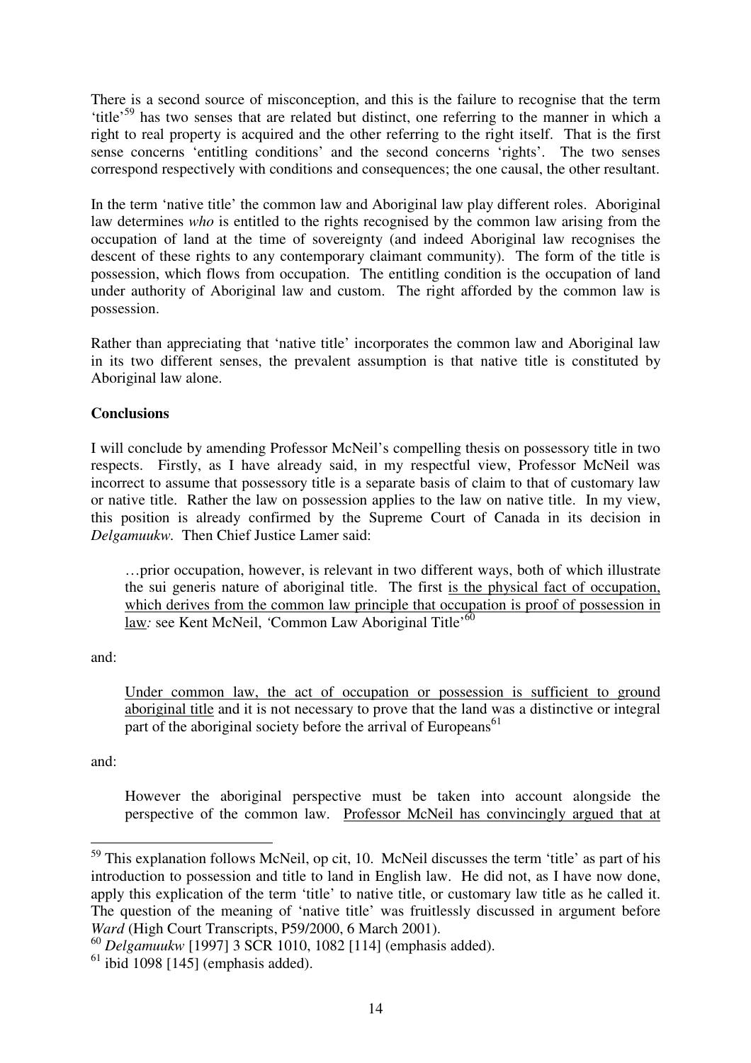There is a second source of misconception, and this is the failure to recognise that the term 'title'[59] has two senses that are related but distinct, one referring to the manner in which a right to real property is acquired and the other referring to the right itself. That is the first sense concerns 'entitling conditions' and the second concerns 'rights'. The two senses correspond respectively with conditions and consequences; the one causal, the other resultant.

In the term 'native title' the common law and Aboriginal law play different roles. Aboriginal law determines *who* is entitled to the rights recognised by the common law arising from the occupation of land at the time of sovereignty (and indeed Aboriginal law recognises the descent of these rights to any contemporary claimant community). The form of the title is possession, which flows from occupation. The entitling condition is the occupation of land under authority of Aboriginal law and custom. The right afforded by the common law is possession.

Rather than appreciating that 'native title' incorporates the common law and Aboriginal law in its two different senses, the prevalent assumption is that native title is constituted by Aboriginal law alone.

**Conclusions**

I will conclude by amending Professor McNeil's compelling thesis on possessory title in two respects. Firstly, as I have already said, in my respectful view, Professor McNeil was incorrect to assume that possessory title is a separate basis of claim to that of customary law or native title. Rather the law on possession applies to the law on native title. In my view, this position is already confirmed by the Supreme Court of Canada in its decision in *Delgamuukw*. Then Chief Justice Lamer said:

> …prior occupation, however, is relevant in two different ways, both of which illustrate the sui generis nature of aboriginal title. The first <u>is the physical fact of occupation, which derives from the common law principle that occupation is proof of possession in law</u>*:* see Kent McNeil, 'Common Law Aboriginal Title'[60]

and:

> <u>Under common law, the act of occupation or possession is sufficient to ground aboriginal title</u> and it is not necessary to prove that the land was a distinctive or integral part of the aboriginal society before the arrival of Europeans[61]

and:

> However the aboriginal perspective must be taken into account alongside the perspective of the common law. <u>Professor McNeil has convincingly argued that at</u>

---

[59] This explanation follows McNeil, op cit, 10. McNeil discusses the term 'title' as part of his introduction to possession and title to land in English law. He did not, as I have now done, apply this explication of the term 'title' to native title, or customary law title as he called it. The question of the meaning of 'native title' was fruitlessly discussed in argument before *Ward* (High Court Transcripts, P59/2000, 6 March 2001).

[60] *Delgamuukw* [1997] 3 SCR 1010, 1082 [114] (emphasis added).

[61] ibid 1098 [145] (emphasis added).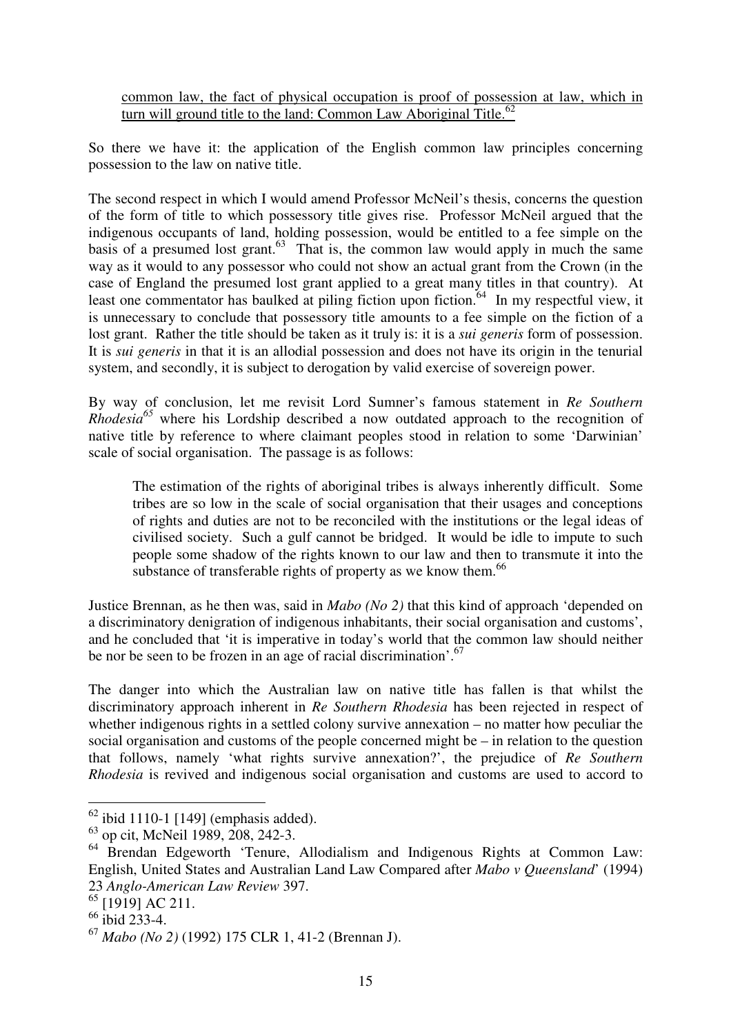common law, the fact of physical occupation is proof of possession at law, which in turn will ground title to the land: Common Law Aboriginal Title.[62]

So there we have it: the application of the English common law principles concerning possession to the law on native title.

The second respect in which I would amend Professor McNeil's thesis, concerns the question of the form of title to which possessory title gives rise. Professor McNeil argued that the indigenous occupants of land, holding possession, would be entitled to a fee simple on the basis of a presumed lost grant.[63] That is, the common law would apply in much the same way as it would to any possessor who could not show an actual grant from the Crown (in the case of England the presumed lost grant applied to a great many titles in that country). At least one commentator has baulked at piling fiction upon fiction.[64] In my respectful view, it is unnecessary to conclude that possessory title amounts to a fee simple on the fiction of a lost grant. Rather the title should be taken as it truly is: it is a *sui generis* form of possession. It is *sui generis* in that it is an allodial possession and does not have its origin in the tenurial system, and secondly, it is subject to derogation by valid exercise of sovereign power.

By way of conclusion, let me revisit Lord Sumner's famous statement in *Re Southern Rhodesia*[65] where his Lordship described a now outdated approach to the recognition of native title by reference to where claimant peoples stood in relation to some 'Darwinian' scale of social organisation. The passage is as follows:

> The estimation of the rights of aboriginal tribes is always inherently difficult. Some tribes are so low in the scale of social organisation that their usages and conceptions of rights and duties are not to be reconciled with the institutions or the legal ideas of civilised society. Such a gulf cannot be bridged. It would be idle to impute to such people some shadow of the rights known to our law and then to transmute it into the substance of transferable rights of property as we know them.[66]

Justice Brennan, as he then was, said in *Mabo (No 2)* that this kind of approach 'depended on a discriminatory denigration of indigenous inhabitants, their social organisation and customs', and he concluded that 'it is imperative in today's world that the common law should neither be nor be seen to be frozen in an age of racial discrimination'.[67]

The danger into which the Australian law on native title has fallen is that whilst the discriminatory approach inherent in *Re Southern Rhodesia* has been rejected in respect of whether indigenous rights in a settled colony survive annexation – no matter how peculiar the social organisation and customs of the people concerned might be – in relation to the question that follows, namely 'what rights survive annexation?', the prejudice of *Re Southern Rhodesia* is revived and indigenous social organisation and customs are used to accord to

---

[62] ibid 1110-1 [149] (emphasis added).

[63] op cit, McNeil 1989, 208, 242-3.

[64] Brendan Edgeworth 'Tenure, Allodialism and Indigenous Rights at Common Law: English, United States and Australian Land Law Compared after *Mabo v Queensland*' (1994) 23 *Anglo-American Law Review* 397.

[65] [1919] AC 211.

[66] ibid 233-4.

[67] *Mabo (No 2)* (1992) 175 CLR 1, 41-2 (Brennan J).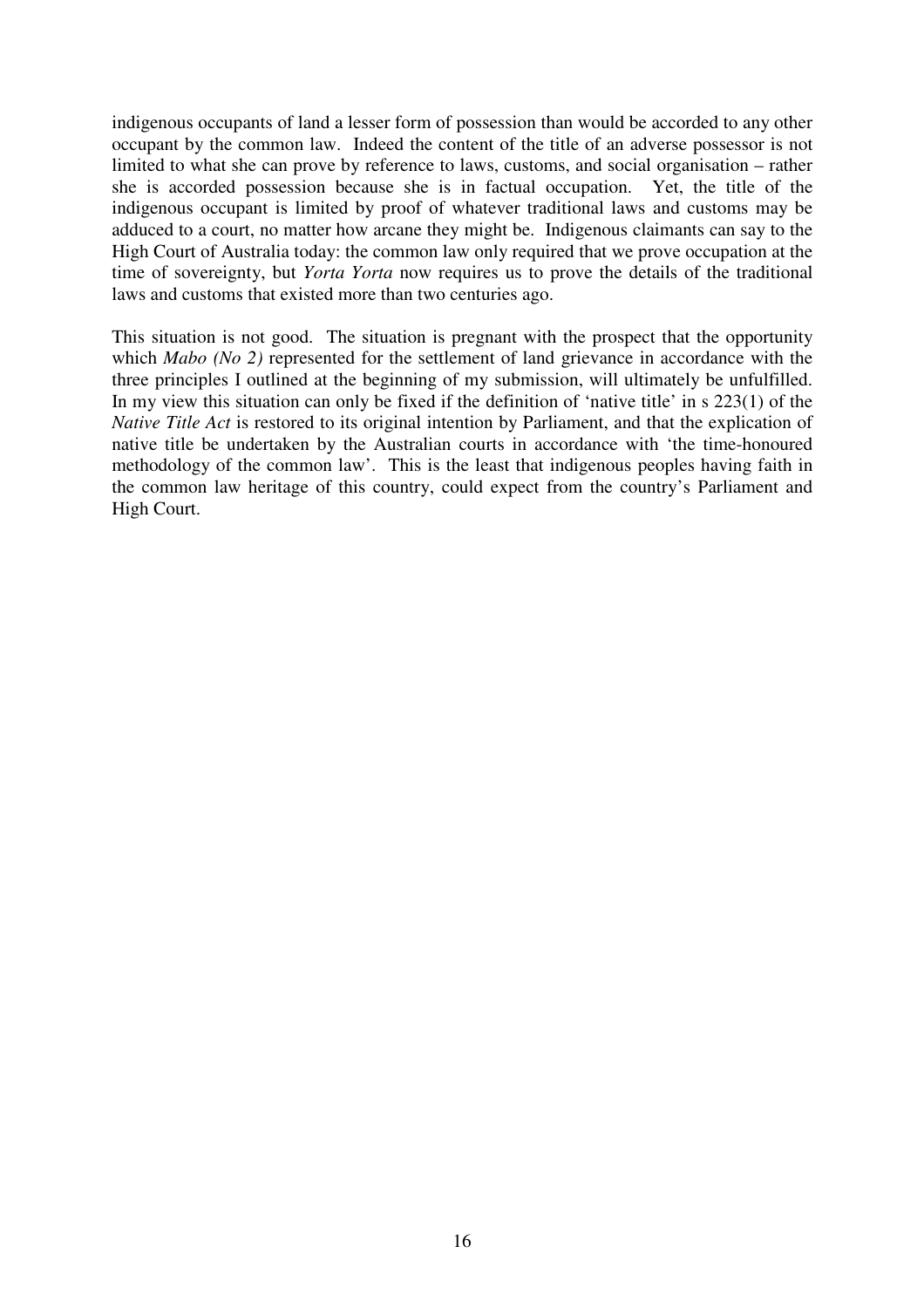indigenous occupants of land a lesser form of possession than would be accorded to any other occupant by the common law. Indeed the content of the title of an adverse possessor is not limited to what she can prove by reference to laws, customs, and social organisation – rather she is accorded possession because she is in factual occupation. Yet, the title of the indigenous occupant is limited by proof of whatever traditional laws and customs may be adduced to a court, no matter how arcane they might be. Indigenous claimants can say to the High Court of Australia today: the common law only required that we prove occupation at the time of sovereignty, but *Yorta Yorta* now requires us to prove the details of the traditional laws and customs that existed more than two centuries ago.

This situation is not good. The situation is pregnant with the prospect that the opportunity which *Mabo (No 2)* represented for the settlement of land grievance in accordance with the three principles I outlined at the beginning of my submission, will ultimately be unfulfilled. In my view this situation can only be fixed if the definition of 'native title' in s 223(1) of the *Native Title Act* is restored to its original intention by Parliament, and that the explication of native title be undertaken by the Australian courts in accordance with 'the time-honoured methodology of the common law'. This is the least that indigenous peoples having faith in the common law heritage of this country, could expect from the country's Parliament and High Court.